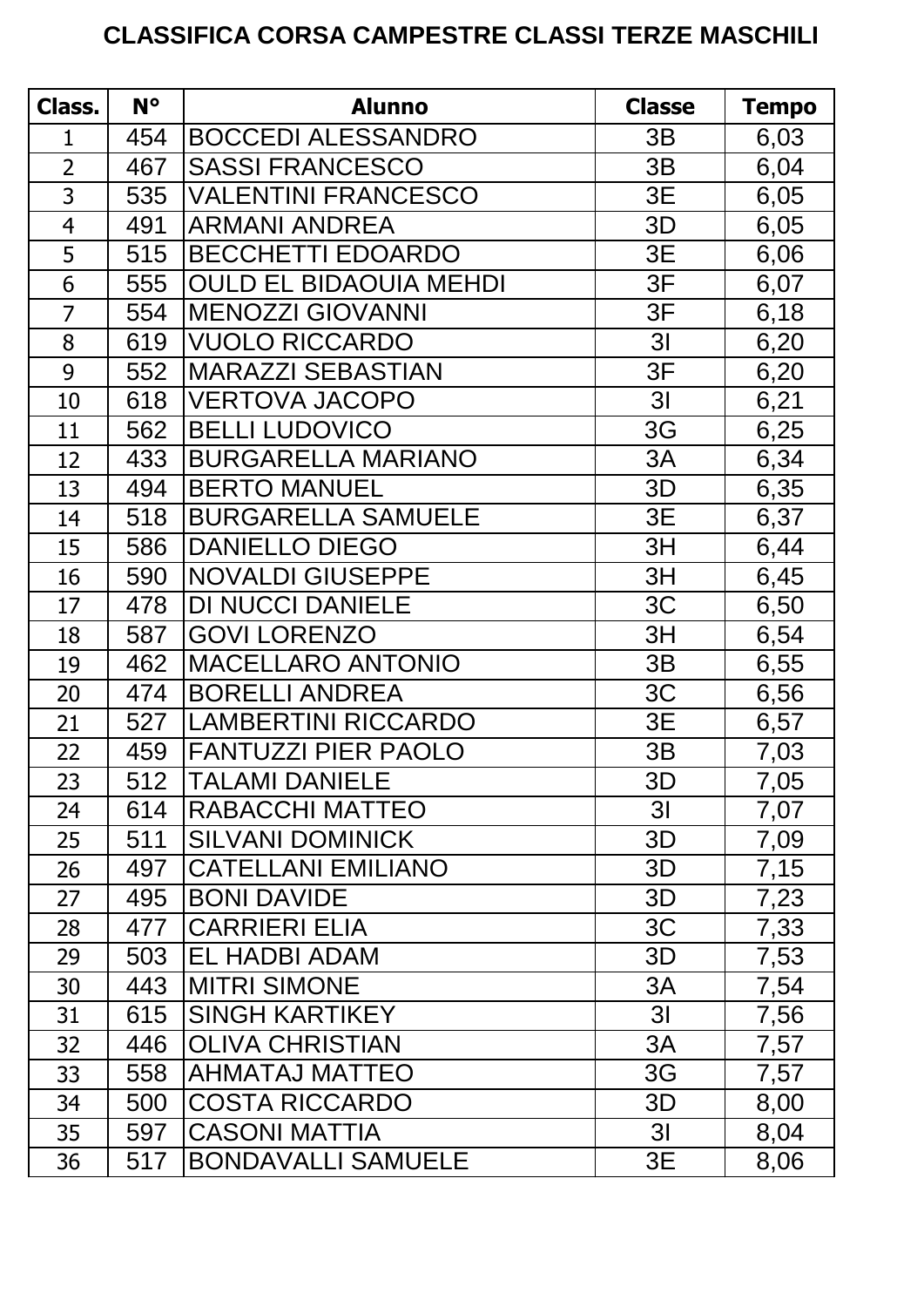# CLASSIFICA CORSA CAMPESTRE CLASSI TERZE MASCHILI

| Class. | N° | Alunno | Classe | Tempo |
|---|---|---|---|---|
| 1 | 454 | BOCCEDI ALESSANDRO | 3B | 6,03 |
| 2 | 467 | SASSI FRANCESCO | 3B | 6,04 |
| 3 | 535 | VALENTINI FRANCESCO | 3E | 6,05 |
| 4 | 491 | ARMANI ANDREA | 3D | 6,05 |
| 5 | 515 | BECCHETTI EDOARDO | 3E | 6,06 |
| 6 | 555 | OULD EL BIDAOUIA MEHDI | 3F | 6,07 |
| 7 | 554 | MENOZZI GIOVANNI | 3F | 6,18 |
| 8 | 619 | VUOLO RICCARDO | 3I | 6,20 |
| 9 | 552 | MARAZZI SEBASTIAN | 3F | 6,20 |
| 10 | 618 | VERTOVA JACOPO | 3I | 6,21 |
| 11 | 562 | BELLI LUDOVICO | 3G | 6,25 |
| 12 | 433 | BURGARELLA MARIANO | 3A | 6,34 |
| 13 | 494 | BERTO MANUEL | 3D | 6,35 |
| 14 | 518 | BURGARELLA SAMUELE | 3E | 6,37 |
| 15 | 586 | DANIELLO DIEGO | 3H | 6,44 |
| 16 | 590 | NOVALDI GIUSEPPE | 3H | 6,45 |
| 17 | 478 | DI NUCCI DANIELE | 3C | 6,50 |
| 18 | 587 | GOVI LORENZO | 3H | 6,54 |
| 19 | 462 | MACELLARO ANTONIO | 3B | 6,55 |
| 20 | 474 | BORELLI ANDREA | 3C | 6,56 |
| 21 | 527 | LAMBERTINI RICCARDO | 3E | 6,57 |
| 22 | 459 | FANTUZZI PIER PAOLO | 3B | 7,03 |
| 23 | 512 | TALAMI DANIELE | 3D | 7,05 |
| 24 | 614 | RABACCHI MATTEO | 3I | 7,07 |
| 25 | 511 | SILVANI DOMINICK | 3D | 7,09 |
| 26 | 497 | CATELLANI EMILIANO | 3D | 7,15 |
| 27 | 495 | BONI DAVIDE | 3D | 7,23 |
| 28 | 477 | CARRIERI ELIA | 3C | 7,33 |
| 29 | 503 | EL HADBI ADAM | 3D | 7,53 |
| 30 | 443 | MITRI SIMONE | 3A | 7,54 |
| 31 | 615 | SINGH KARTIKEY | 3I | 7,56 |
| 32 | 446 | OLIVA CHRISTIAN | 3A | 7,57 |
| 33 | 558 | AHMATAJ MATTEO | 3G | 7,57 |
| 34 | 500 | COSTA RICCARDO | 3D | 8,00 |
| 35 | 597 | CASONI MATTIA | 3I | 8,04 |
| 36 | 517 | BONDAVALLI SAMUELE | 3E | 8,06 |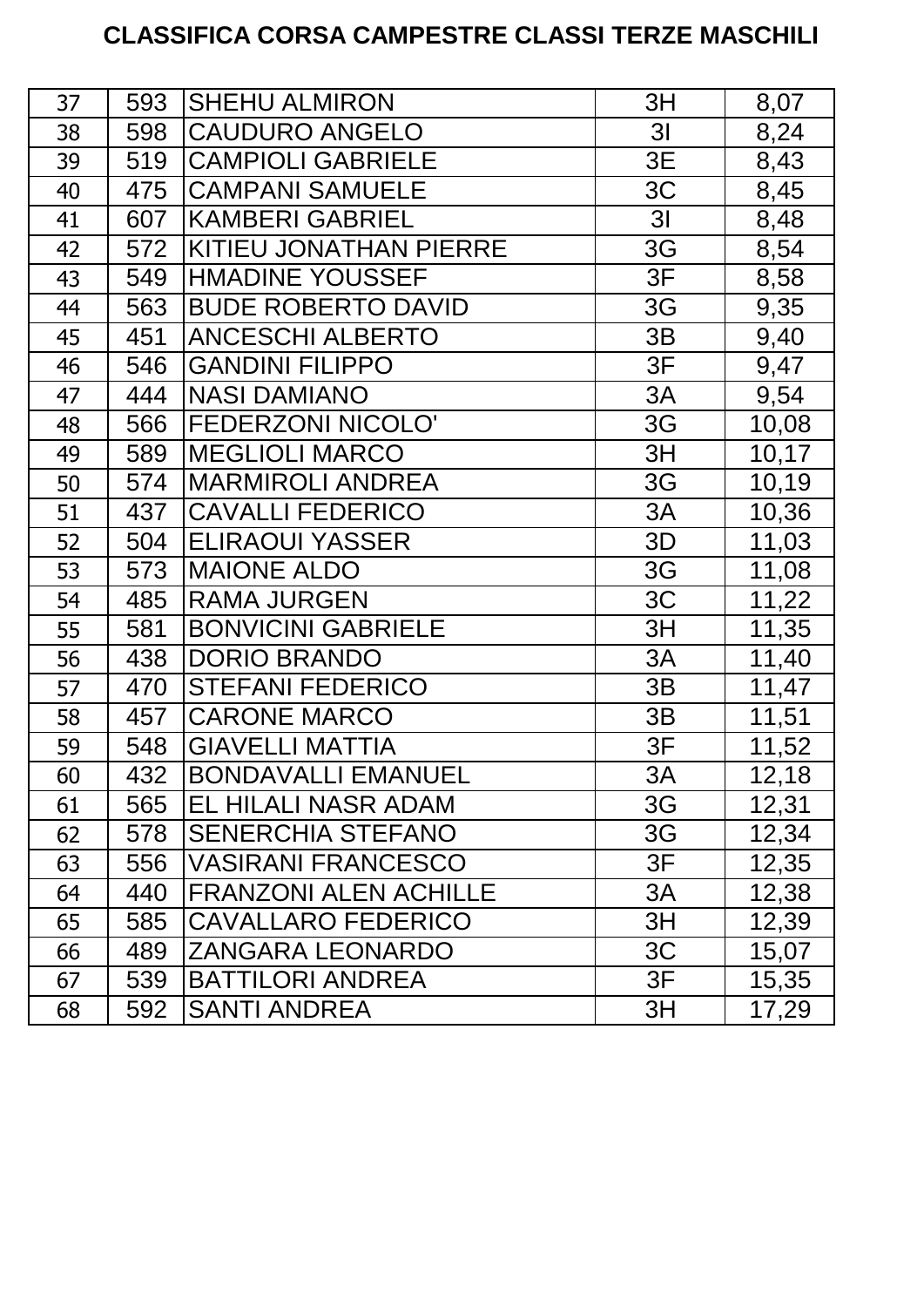# CLASSIFICA CORSA CAMPESTRE CLASSI TERZE MASCHILI

| | | | | |
|---|---|---|---|---|
| 37 | 593 | SHEHU ALMIRON | 3H | 8,07 |
| 38 | 598 | CAUDURO ANGELO | 3I | 8,24 |
| 39 | 519 | CAMPIOLI GABRIELE | 3E | 8,43 |
| 40 | 475 | CAMPANI SAMUELE | 3C | 8,45 |
| 41 | 607 | KAMBERI GABRIEL | 3I | 8,48 |
| 42 | 572 | KITIEU JONATHAN PIERRE | 3G | 8,54 |
| 43 | 549 | HMADINE YOUSSEF | 3F | 8,58 |
| 44 | 563 | BUDE ROBERTO DAVID | 3G | 9,35 |
| 45 | 451 | ANCESCHI ALBERTO | 3B | 9,40 |
| 46 | 546 | GANDINI FILIPPO | 3F | 9,47 |
| 47 | 444 | NASI DAMIANO | 3A | 9,54 |
| 48 | 566 | FEDERZONI NICOLO' | 3G | 10,08 |
| 49 | 589 | MEGLIOLI MARCO | 3H | 10,17 |
| 50 | 574 | MARMIROLI ANDREA | 3G | 10,19 |
| 51 | 437 | CAVALLI FEDERICO | 3A | 10,36 |
| 52 | 504 | ELIRAOUI YASSER | 3D | 11,03 |
| 53 | 573 | MAIONE ALDO | 3G | 11,08 |
| 54 | 485 | RAMA JURGEN | 3C | 11,22 |
| 55 | 581 | BONVICINI GABRIELE | 3H | 11,35 |
| 56 | 438 | DORIO BRANDO | 3A | 11,40 |
| 57 | 470 | STEFANI FEDERICO | 3B | 11,47 |
| 58 | 457 | CARONE MARCO | 3B | 11,51 |
| 59 | 548 | GIAVELLI MATTIA | 3F | 11,52 |
| 60 | 432 | BONDAVALLI EMANUEL | 3A | 12,18 |
| 61 | 565 | EL HILALI NASR ADAM | 3G | 12,31 |
| 62 | 578 | SENERCHIA STEFANO | 3G | 12,34 |
| 63 | 556 | VASIRANI FRANCESCO | 3F | 12,35 |
| 64 | 440 | FRANZONI ALEN ACHILLE | 3A | 12,38 |
| 65 | 585 | CAVALLARO FEDERICO | 3H | 12,39 |
| 66 | 489 | ZANGARA LEONARDO | 3C | 15,07 |
| 67 | 539 | BATTILORI ANDREA | 3F | 15,35 |
| 68 | 592 | SANTI ANDREA | 3H | 17,29 |